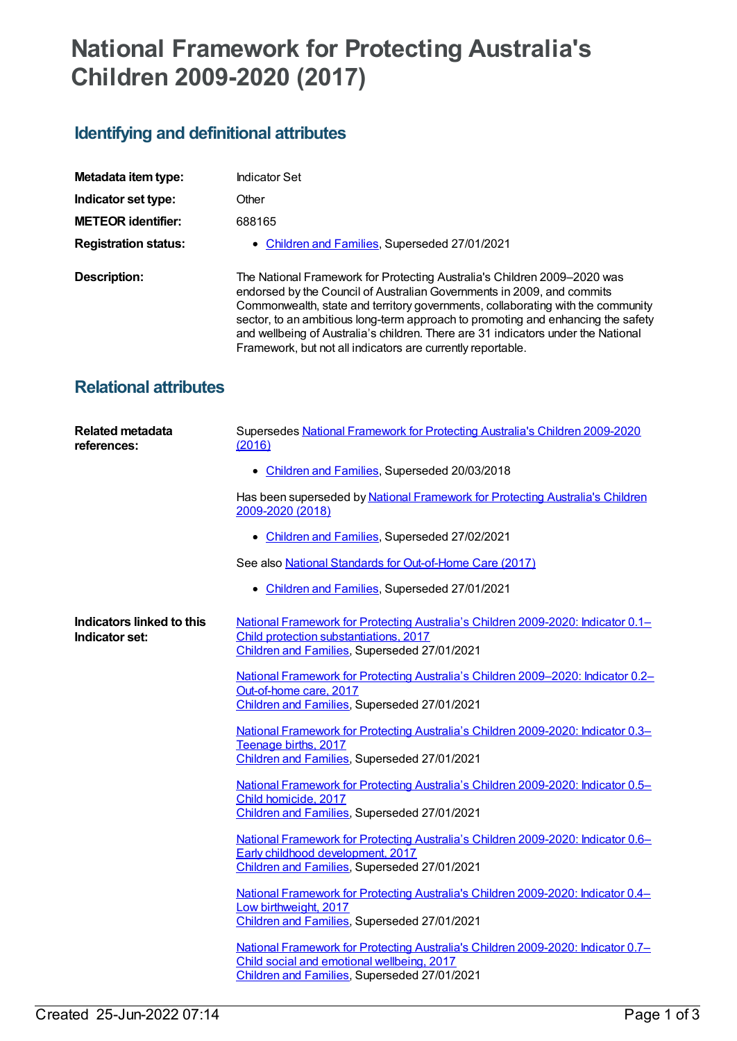# National Framework for Protecting Australia's Children 2009-2020 (2017)

## Identifying and definitional attributes

**Metadata item type:** Indicator Set

**Indicator set type:** Other

**METEOR identifier:** 688165

**Registration status:**
- Children and Families, Superseded 27/01/2021

**Description:** The National Framework for Protecting Australia's Children 2009–2020 was endorsed by the Council of Australian Governments in 2009, and commits Commonwealth, state and territory governments, collaborating with the community sector, to an ambitious long-term approach to promoting and enhancing the safety and wellbeing of Australia's children. There are 31 indicators under the National Framework, but not all indicators are currently reportable.

## Relational attributes

**Related metadata references:**

Supersedes National Framework for Protecting Australia's Children 2009-2020 (2016)

- Children and Families, Superseded 20/03/2018

Has been superseded by National Framework for Protecting Australia's Children 2009-2020 (2018)

- Children and Families, Superseded 27/02/2021

See also National Standards for Out-of-Home Care (2017)

- Children and Families, Superseded 27/01/2021

**Indicators linked to this Indicator set:**

National Framework for Protecting Australia's Children 2009-2020: Indicator 0.1–Child protection substantiations, 2017
Children and Families, Superseded 27/01/2021

National Framework for Protecting Australia's Children 2009–2020: Indicator 0.2–Out-of-home care, 2017
Children and Families, Superseded 27/01/2021

National Framework for Protecting Australia's Children 2009-2020: Indicator 0.3–Teenage births, 2017
Children and Families, Superseded 27/01/2021

National Framework for Protecting Australia's Children 2009-2020: Indicator 0.5–Child homicide, 2017
Children and Families, Superseded 27/01/2021

National Framework for Protecting Australia's Children 2009-2020: Indicator 0.6–Early childhood development, 2017
Children and Families, Superseded 27/01/2021

National Framework for Protecting Australia's Children 2009-2020: Indicator 0.4–Low birthweight, 2017
Children and Families, Superseded 27/01/2021

National Framework for Protecting Australia's Children 2009-2020: Indicator 0.7–Child social and emotional wellbeing, 2017
Children and Families, Superseded 27/01/2021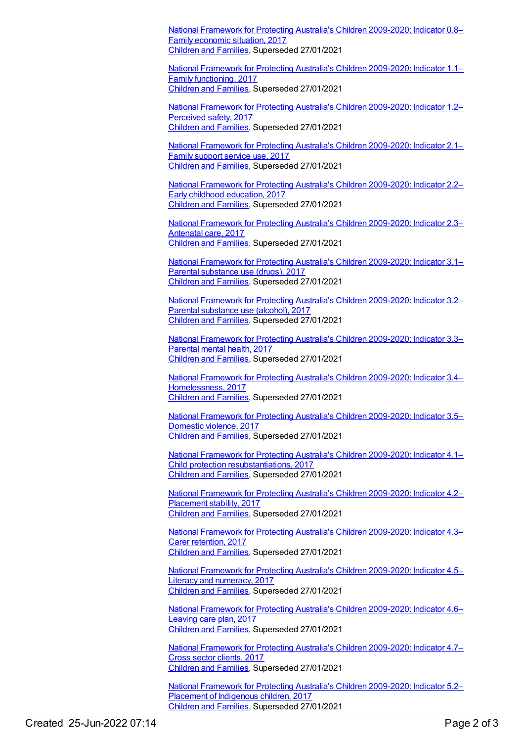National Framework for Protecting Australia's Children 2009-2020: Indicator 0.8–Family economic situation, 2017
Children and Families, Superseded 27/01/2021

National Framework for Protecting Australia's Children 2009-2020: Indicator 1.1–Family functioning, 2017
Children and Families, Superseded 27/01/2021

National Framework for Protecting Australia's Children 2009-2020: Indicator 1.2–Perceived safety, 2017
Children and Families, Superseded 27/01/2021

National Framework for Protecting Australia's Children 2009-2020: Indicator 2.1–Family support service use, 2017
Children and Families, Superseded 27/01/2021

National Framework for Protecting Australia's Children 2009-2020: Indicator 2.2–Early childhood education, 2017
Children and Families, Superseded 27/01/2021

National Framework for Protecting Australia's Children 2009-2020: Indicator 2.3–Antenatal care, 2017
Children and Families, Superseded 27/01/2021

National Framework for Protecting Australia's Children 2009-2020: Indicator 3.1–Parental substance use (drugs), 2017
Children and Families, Superseded 27/01/2021

National Framework for Protecting Australia's Children 2009-2020: Indicator 3.2–Parental substance use (alcohol), 2017
Children and Families, Superseded 27/01/2021

National Framework for Protecting Australia's Children 2009-2020: Indicator 3.3–Parental mental health, 2017
Children and Families, Superseded 27/01/2021

National Framework for Protecting Australia's Children 2009-2020: Indicator 3.4–Homelessness, 2017
Children and Families, Superseded 27/01/2021

National Framework for Protecting Australia's Children 2009-2020: Indicator 3.5–Domestic violence, 2017
Children and Families, Superseded 27/01/2021

National Framework for Protecting Australia's Children 2009-2020: Indicator 4.1–Child protection resubstantiations, 2017
Children and Families, Superseded 27/01/2021

National Framework for Protecting Australia's Children 2009-2020: Indicator 4.2–Placement stability, 2017
Children and Families, Superseded 27/01/2021

National Framework for Protecting Australia's Children 2009-2020: Indicator 4.3–Carer retention, 2017
Children and Families, Superseded 27/01/2021

National Framework for Protecting Australia's Children 2009-2020: Indicator 4.5–Literacy and numeracy, 2017
Children and Families, Superseded 27/01/2021

National Framework for Protecting Australia's Children 2009-2020: Indicator 4.6–Leaving care plan, 2017
Children and Families, Superseded 27/01/2021

National Framework for Protecting Australia's Children 2009-2020: Indicator 4.7–Cross sector clients, 2017
Children and Families, Superseded 27/01/2021

National Framework for Protecting Australia's Children 2009-2020: Indicator 5.2–Placement of Indigenous children, 2017
Children and Families, Superseded 27/01/2021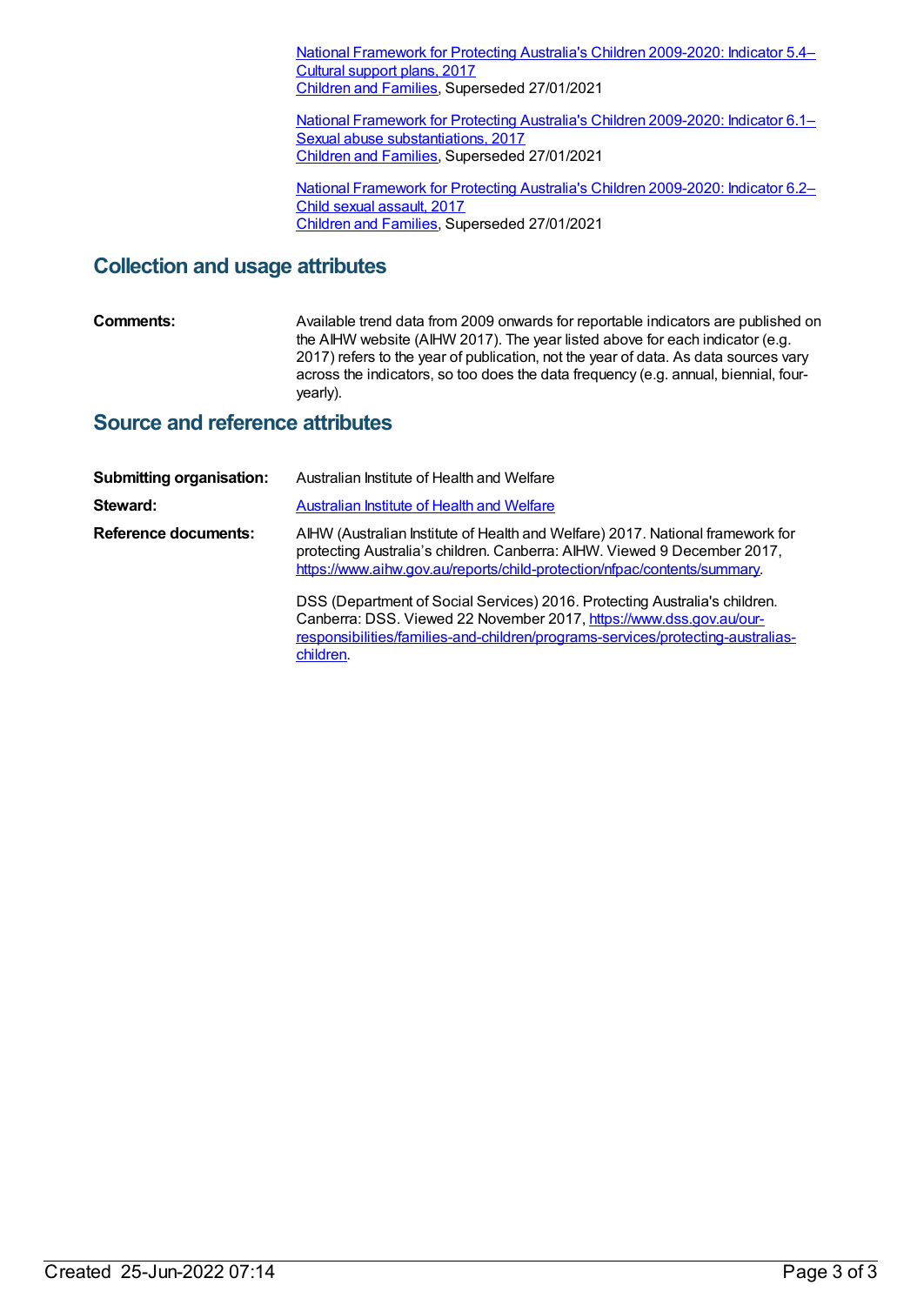[National Framework for Protecting Australia's Children 2009-2020: Indicator 5.4–Cultural support plans, 2017](#)
[Children and Families](#), Superseded 27/01/2021

[National Framework for Protecting Australia's Children 2009-2020: Indicator 6.1–Sexual abuse substantiations, 2017](#)
[Children and Families](#), Superseded 27/01/2021

[National Framework for Protecting Australia's Children 2009-2020: Indicator 6.2–Child sexual assault, 2017](#)
[Children and Families](#), Superseded 27/01/2021

## Collection and usage attributes

**Comments:** Available trend data from 2009 onwards for reportable indicators are published on the AIHW website (AIHW 2017). The year listed above for each indicator (e.g. 2017) refers to the year of publication, not the year of data. As data sources vary across the indicators, so too does the data frequency (e.g. annual, biennial, four-yearly).

## Source and reference attributes

**Submitting organisation:** Australian Institute of Health and Welfare

**Steward:** [Australian Institute of Health and Welfare](#)

**Reference documents:** AIHW (Australian Institute of Health and Welfare) 2017. National framework for protecting Australia's children. Canberra: AIHW. Viewed 9 December 2017, https://www.aihw.gov.au/reports/child-protection/nfpac/contents/summary.

DSS (Department of Social Services) 2016. Protecting Australia's children. Canberra: DSS. Viewed 22 November 2017, https://www.dss.gov.au/our-responsibilities/families-and-children/programs-services/protecting-australias-children.